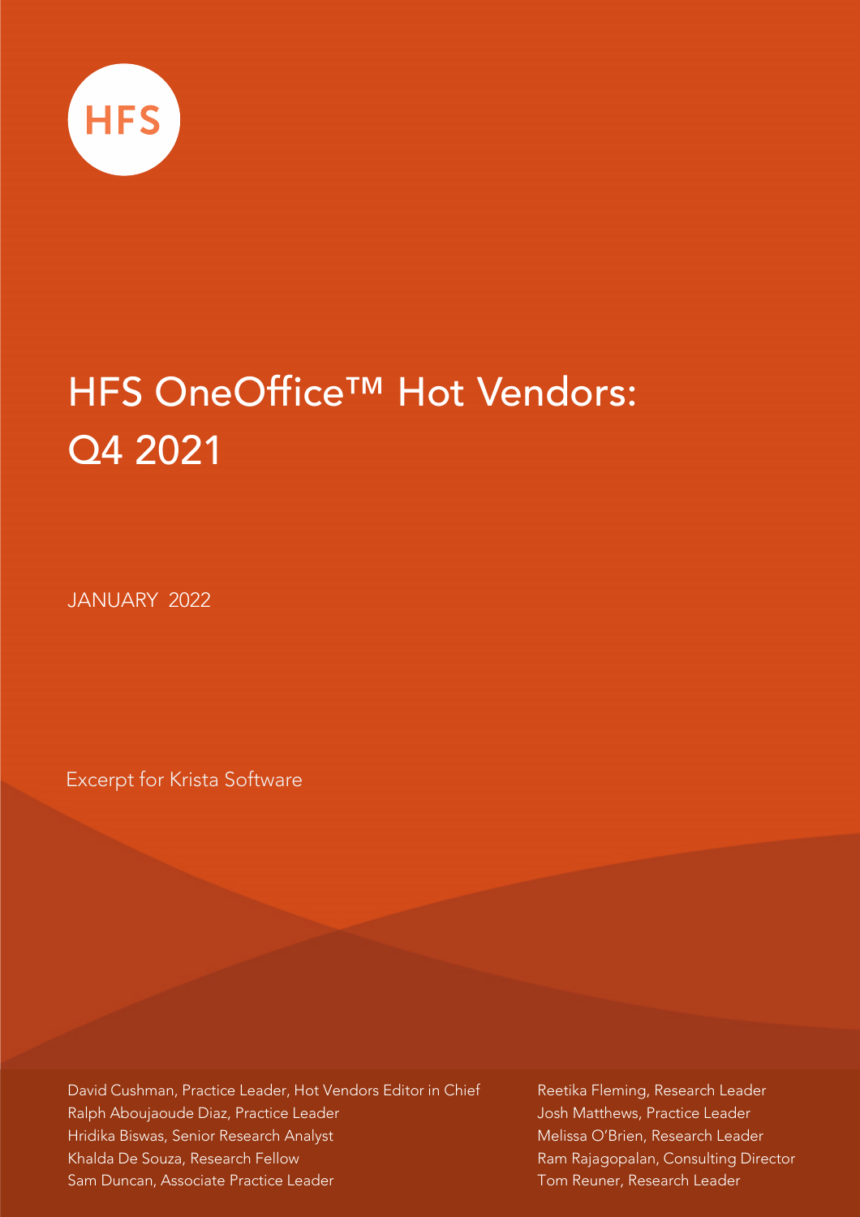HFS

# HFS OneOffice™ Hot Vendors: Q4 2021

JANUARY 2022

Excerpt for Krista Software

David Cushman, Practice Leader, Hot Vendors Editor in Chief
Ralph Aboujaoude Diaz, Practice Leader
Hridika Biswas, Senior Research Analyst
Khalda De Souza, Research Fellow
Sam Duncan, Associate Practice Leader
Reetika Fleming, Research Leader
Josh Matthews, Practice Leader
Melissa O'Brien, Research Leader
Ram Rajagopalan, Consulting Director
Tom Reuner, Research Leader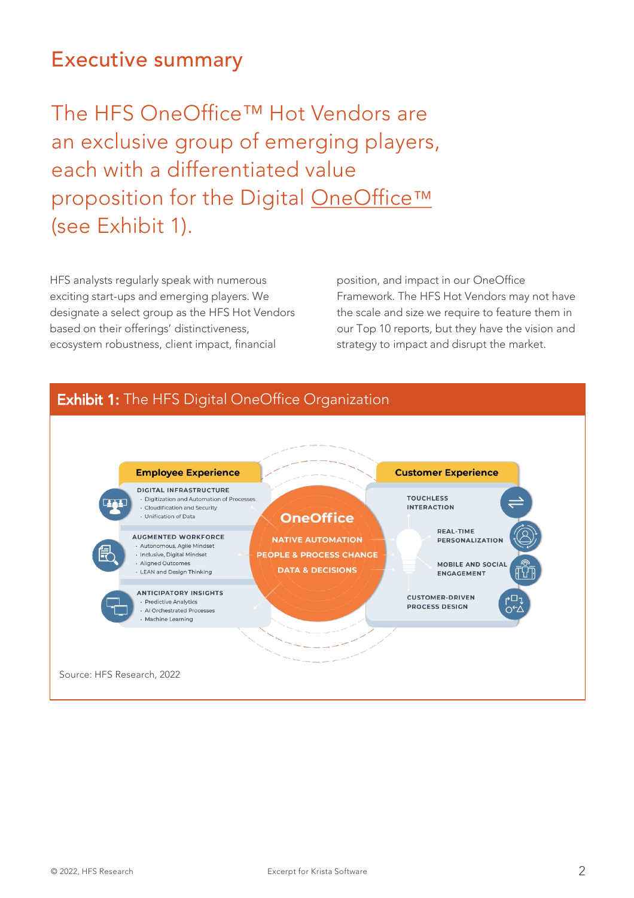## Executive summary

The HFS OneOffice™ Hot Vendors are an exclusive group of emerging players, each with a differentiated value proposition for the Digital OneOffice™ (see Exhibit 1).

HFS analysts regularly speak with numerous exciting start-ups and emerging players. We designate a select group as the HFS Hot Vendors based on their offerings' distinctiveness, ecosystem robustness, client impact, financial position, and impact in our OneOffice Framework. The HFS Hot Vendors may not have the scale and size we require to feature them in our Top 10 reports, but they have the vision and strategy to impact and disrupt the market.

**Exhibit 1:** The HFS Digital OneOffice Organization

**Employee Experience**

- DIGITAL INFRASTRUCTURE
  - Digitization and Automation of Processes
  - Cloudification and Security
  - Unification of Data
- AUGMENTED WORKFORCE
  - Autonomous, Agile Mindset
  - Inclusive, Digital Mindset
  - Aligned Outcomes
  - LEAN and Design Thinking
- ANTICIPATORY INSIGHTS
  - Predictive Analytics
  - AI Orchestrated Processes
  - Machine Learning

**OneOffice**

- NATIVE AUTOMATION
- PEOPLE & PROCESS CHANGE
- DATA & DECISIONS

**Customer Experience**

- TOUCHLESS INTERACTION
- REAL-TIME PERSONALIZATION
- MOBILE AND SOCIAL ENGAGEMENT
- CUSTOMER-DRIVEN PROCESS DESIGN

Source: HFS Research, 2022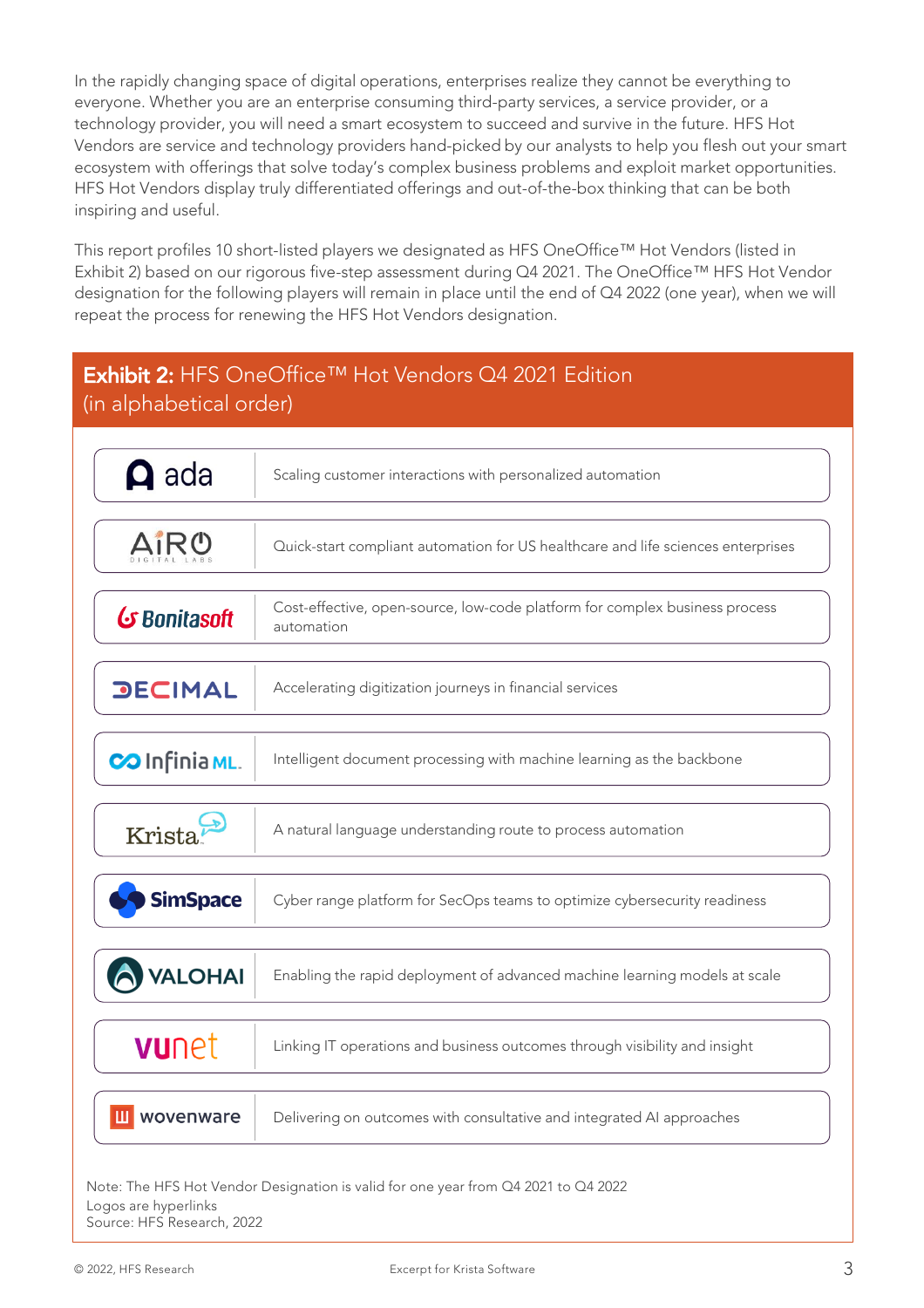In the rapidly changing space of digital operations, enterprises realize they cannot be everything to everyone. Whether you are an enterprise consuming third-party services, a service provider, or a technology provider, you will need a smart ecosystem to succeed and survive in the future. HFS Hot Vendors are service and technology providers hand-picked by our analysts to help you flesh out your smart ecosystem with offerings that solve today's complex business problems and exploit market opportunities. HFS Hot Vendors display truly differentiated offerings and out-of-the-box thinking that can be both inspiring and useful.

This report profiles 10 short-listed players we designated as HFS OneOffice™ Hot Vendors (listed in Exhibit 2) based on our rigorous five-step assessment during Q4 2021. The OneOffice™ HFS Hot Vendor designation for the following players will remain in place until the end of Q4 2022 (one year), when we will repeat the process for renewing the HFS Hot Vendors designation.

**Exhibit 2:** HFS OneOffice™ Hot Vendors Q4 2021 Edition (in alphabetical order)

| Vendor | Description |
|---|---|
| ada | Scaling customer interactions with personalized automation |
| AiRO Digital Labs | Quick-start compliant automation for US healthcare and life sciences enterprises |
| Bonitasoft | Cost-effective, open-source, low-code platform for complex business process automation |
| DECIMAL | Accelerating digitization journeys in financial services |
| Infinia ML | Intelligent document processing with machine learning as the backbone |
| Krista | A natural language understanding route to process automation |
| SimSpace | Cyber range platform for SecOps teams to optimize cybersecurity readiness |
| VALOHAI | Enabling the rapid deployment of advanced machine learning models at scale |
| vunet | Linking IT operations and business outcomes through visibility and insight |
| wovenware | Delivering on outcomes with consultative and integrated AI approaches |

Note: The HFS Hot Vendor Designation is valid for one year from Q4 2021 to Q4 2022
Logos are hyperlinks
Source: HFS Research, 2022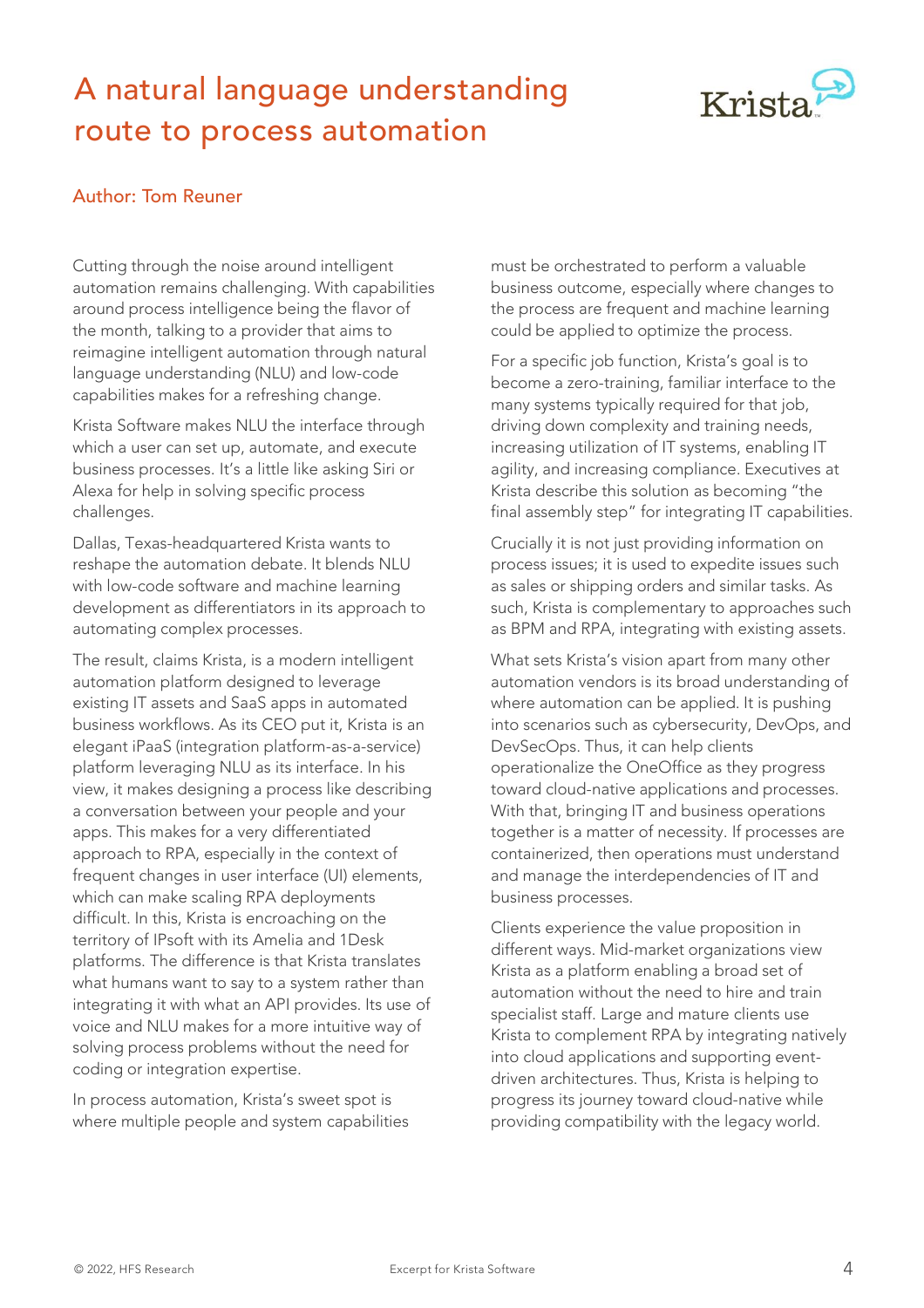# A natural language understanding route to process automation

Author: Tom Reuner

Cutting through the noise around intelligent automation remains challenging. With capabilities around process intelligence being the flavor of the month, talking to a provider that aims to reimagine intelligent automation through natural language understanding (NLU) and low-code capabilities makes for a refreshing change.

Krista Software makes NLU the interface through which a user can set up, automate, and execute business processes. It's a little like asking Siri or Alexa for help in solving specific process challenges.

Dallas, Texas-headquartered Krista wants to reshape the automation debate. It blends NLU with low-code software and machine learning development as differentiators in its approach to automating complex processes.

The result, claims Krista, is a modern intelligent automation platform designed to leverage existing IT assets and SaaS apps in automated business workflows. As its CEO put it, Krista is an elegant iPaaS (integration platform-as-a-service) platform leveraging NLU as its interface. In his view, it makes designing a process like describing a conversation between your people and your apps. This makes for a very differentiated approach to RPA, especially in the context of frequent changes in user interface (UI) elements, which can make scaling RPA deployments difficult. In this, Krista is encroaching on the territory of IPsoft with its Amelia and 1Desk platforms. The difference is that Krista translates what humans want to say to a system rather than integrating it with what an API provides. Its use of voice and NLU makes for a more intuitive way of solving process problems without the need for coding or integration expertise.

In process automation, Krista's sweet spot is where multiple people and system capabilities must be orchestrated to perform a valuable business outcome, especially where changes to the process are frequent and machine learning could be applied to optimize the process.

For a specific job function, Krista's goal is to become a zero-training, familiar interface to the many systems typically required for that job, driving down complexity and training needs, increasing utilization of IT systems, enabling IT agility, and increasing compliance. Executives at Krista describe this solution as becoming "the final assembly step" for integrating IT capabilities.

Crucially it is not just providing information on process issues; it is used to expedite issues such as sales or shipping orders and similar tasks. As such, Krista is complementary to approaches such as BPM and RPA, integrating with existing assets.

What sets Krista's vision apart from many other automation vendors is its broad understanding of where automation can be applied. It is pushing into scenarios such as cybersecurity, DevOps, and DevSecOps. Thus, it can help clients operationalize the OneOffice as they progress toward cloud-native applications and processes. With that, bringing IT and business operations together is a matter of necessity. If processes are containerized, then operations must understand and manage the interdependencies of IT and business processes.

Clients experience the value proposition in different ways. Mid-market organizations view Krista as a platform enabling a broad set of automation without the need to hire and train specialist staff. Large and mature clients use Krista to complement RPA by integrating natively into cloud applications and supporting event-driven architectures. Thus, Krista is helping to progress its journey toward cloud-native while providing compatibility with the legacy world.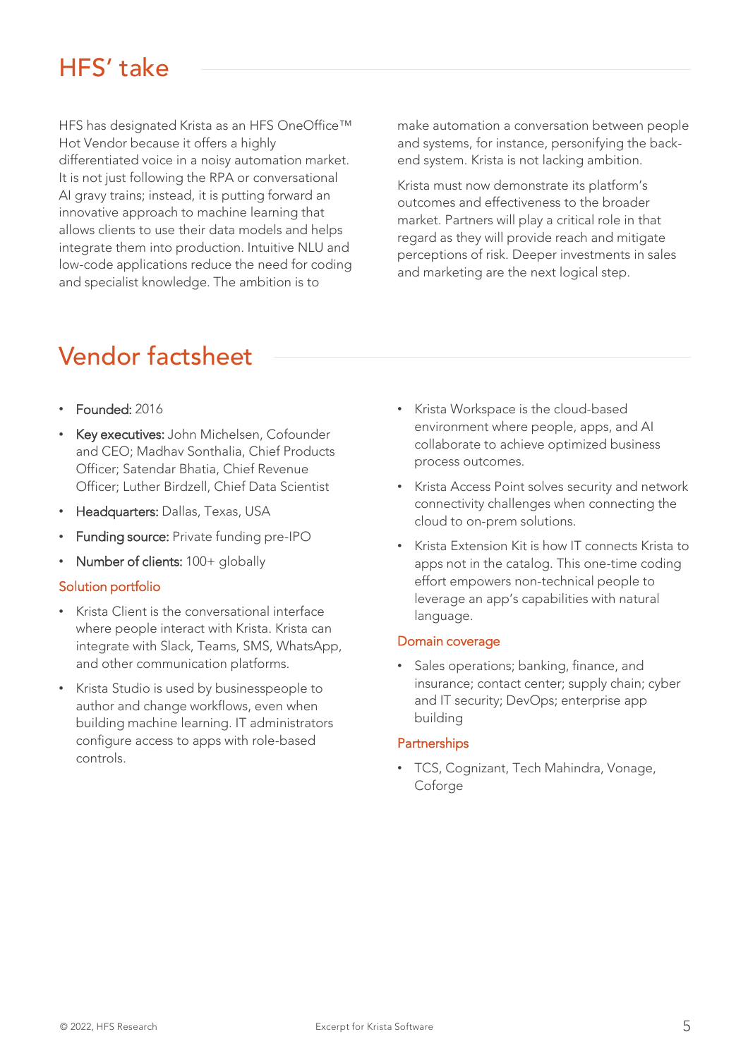## HFS' take

HFS has designated Krista as an HFS OneOffice™ Hot Vendor because it offers a highly differentiated voice in a noisy automation market. It is not just following the RPA or conversational AI gravy trains; instead, it is putting forward an innovative approach to machine learning that allows clients to use their data models and helps integrate them into production. Intuitive NLU and low-code applications reduce the need for coding and specialist knowledge. The ambition is to make automation a conversation between people and systems, for instance, personifying the back-end system. Krista is not lacking ambition.

Krista must now demonstrate its platform's outcomes and effectiveness to the broader market. Partners will play a critical role in that regard as they will provide reach and mitigate perceptions of risk. Deeper investments in sales and marketing are the next logical step.

## Vendor factsheet

- **Founded:** 2016
- **Key executives:** John Michelsen, Cofounder and CEO; Madhav Sonthalia, Chief Products Officer; Satendar Bhatia, Chief Revenue Officer; Luther Birdzell, Chief Data Scientist
- **Headquarters:** Dallas, Texas, USA
- **Funding source:** Private funding pre-IPO
- **Number of clients:** 100+ globally

### Solution portfolio

- Krista Client is the conversational interface where people interact with Krista. Krista can integrate with Slack, Teams, SMS, WhatsApp, and other communication platforms.
- Krista Studio is used by businesspeople to author and change workflows, even when building machine learning. IT administrators configure access to apps with role-based controls.
- Krista Workspace is the cloud-based environment where people, apps, and AI collaborate to achieve optimized business process outcomes.
- Krista Access Point solves security and network connectivity challenges when connecting the cloud to on-prem solutions.
- Krista Extension Kit is how IT connects Krista to apps not in the catalog. This one-time coding effort empowers non-technical people to leverage an app's capabilities with natural language.

### Domain coverage

- Sales operations; banking, finance, and insurance; contact center; supply chain; cyber and IT security; DevOps; enterprise app building

### Partnerships

- TCS, Cognizant, Tech Mahindra, Vonage, Coforge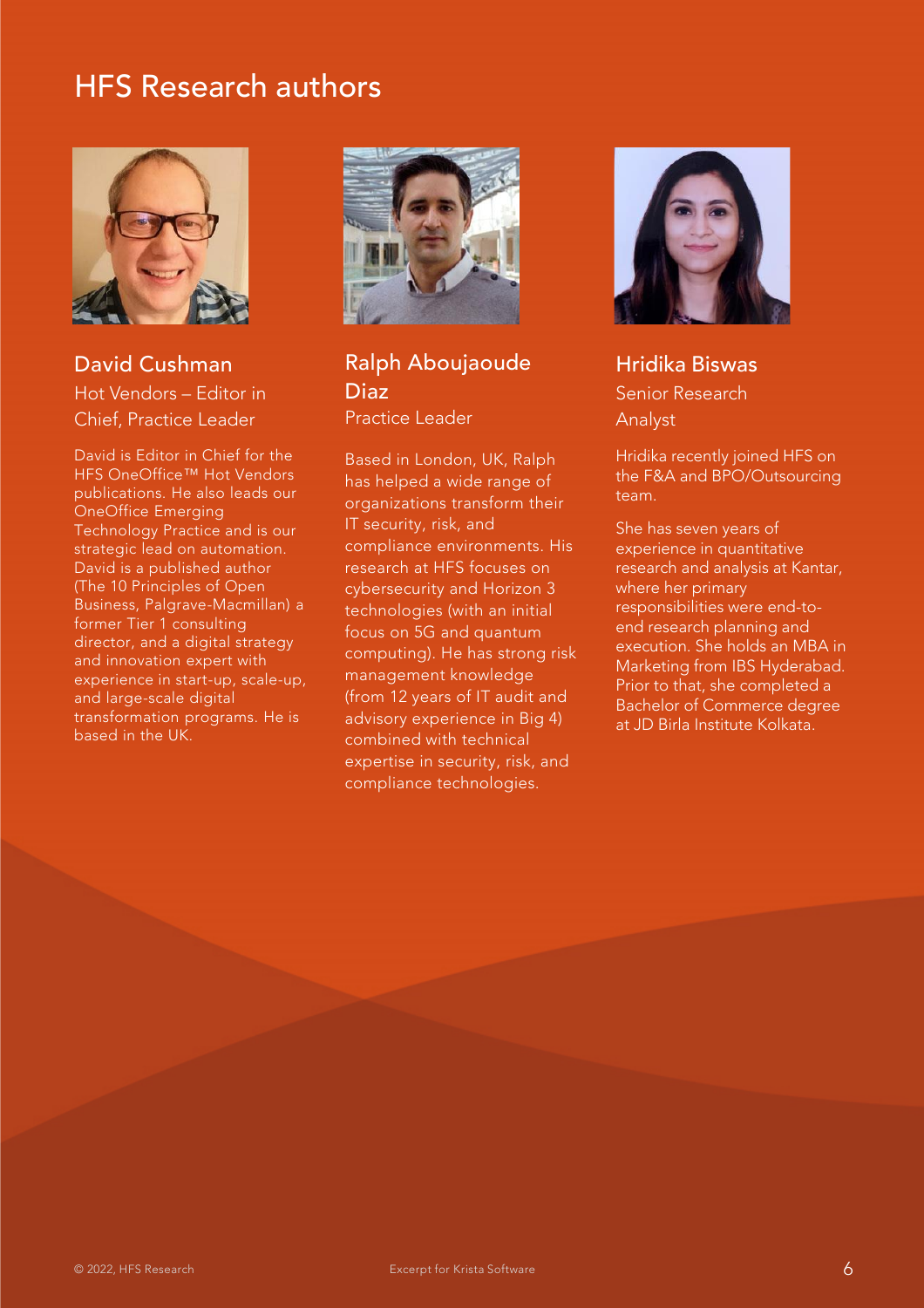# HFS Research authors

## David Cushman

Hot Vendors – Editor in Chief, Practice Leader

David is Editor in Chief for the HFS OneOffice™ Hot Vendors publications. He also leads our OneOffice Emerging Technology Practice and is our strategic lead on automation. David is a published author (The 10 Principles of Open Business, Palgrave-Macmillan) a former Tier 1 consulting director, and a digital strategy and innovation expert with experience in start-up, scale-up, and large-scale digital transformation programs. He is based in the UK.

## Ralph Aboujaoude Diaz

Practice Leader

Based in London, UK, Ralph has helped a wide range of organizations transform their IT security, risk, and compliance environments. His research at HFS focuses on cybersecurity and Horizon 3 technologies (with an initial focus on 5G and quantum computing). He has strong risk management knowledge (from 12 years of IT audit and advisory experience in Big 4) combined with technical expertise in security, risk, and compliance technologies.

## Hridika Biswas

Senior Research Analyst

Hridika recently joined HFS on the F&A and BPO/Outsourcing team.

She has seven years of experience in quantitative research and analysis at Kantar, where her primary responsibilities were end-to-end research planning and execution. She holds an MBA in Marketing from IBS Hyderabad. Prior to that, she completed a Bachelor of Commerce degree at JD Birla Institute Kolkata.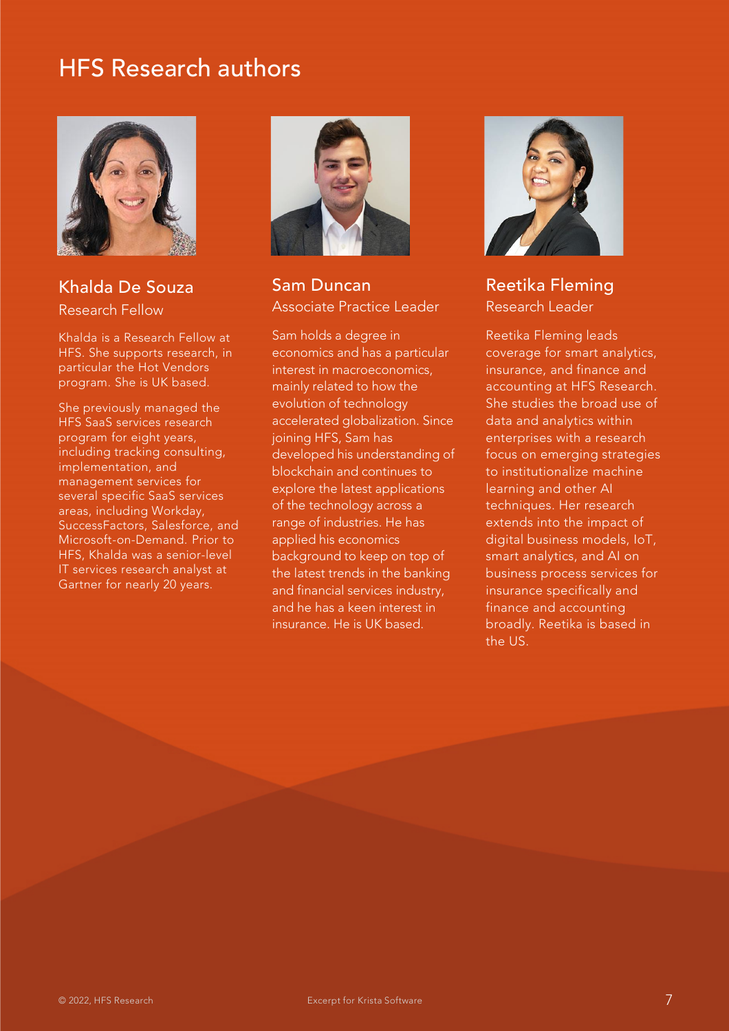# HFS Research authors

## Khalda De Souza

Research Fellow

Khalda is a Research Fellow at HFS. She supports research, in particular the Hot Vendors program. She is UK based.

She previously managed the HFS SaaS services research program for eight years, including tracking consulting, implementation, and management services for several specific SaaS services areas, including Workday, SuccessFactors, Salesforce, and Microsoft-on-Demand. Prior to HFS, Khalda was a senior-level IT services research analyst at Gartner for nearly 20 years.

## Sam Duncan

Associate Practice Leader

Sam holds a degree in economics and has a particular interest in macroeconomics, mainly related to how the evolution of technology accelerated globalization. Since joining HFS, Sam has developed his understanding of blockchain and continues to explore the latest applications of the technology across a range of industries. He has applied his economics background to keep on top of the latest trends in the banking and financial services industry, and he has a keen interest in insurance. He is UK based.

## Reetika Fleming

Research Leader

Reetika Fleming leads coverage for smart analytics, insurance, and finance and accounting at HFS Research. She studies the broad use of data and analytics within enterprises with a research focus on emerging strategies to institutionalize machine learning and other AI techniques. Her research extends into the impact of digital business models, IoT, smart analytics, and AI on business process services for insurance specifically and finance and accounting broadly. Reetika is based in the US.

© 2022, HFS Research

Excerpt for Krista Software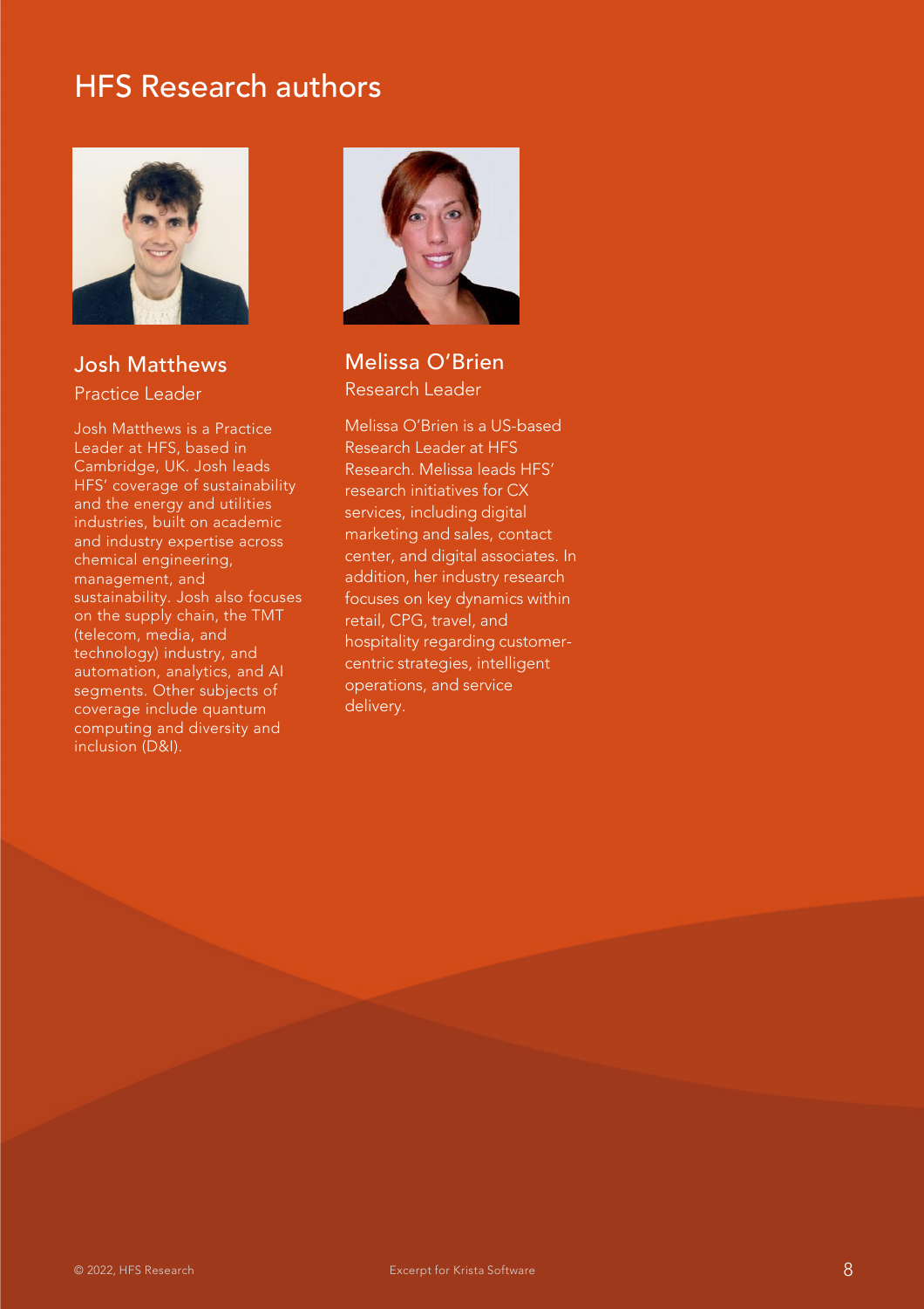# HFS Research authors

## Josh Matthews

Practice Leader

Josh Matthews is a Practice Leader at HFS, based in Cambridge, UK. Josh leads HFS' coverage of sustainability and the energy and utilities industries, built on academic and industry expertise across chemical engineering, management, and sustainability. Josh also focuses on the supply chain, the TMT (telecom, media, and technology) industry, and automation, analytics, and AI segments. Other subjects of coverage include quantum computing and diversity and inclusion (D&I).

## Melissa O'Brien

Research Leader

Melissa O'Brien is a US-based Research Leader at HFS Research. Melissa leads HFS' research initiatives for CX services, including digital marketing and sales, contact center, and digital associates. In addition, her industry research focuses on key dynamics within retail, CPG, travel, and hospitality regarding customer-centric strategies, intelligent operations, and service delivery.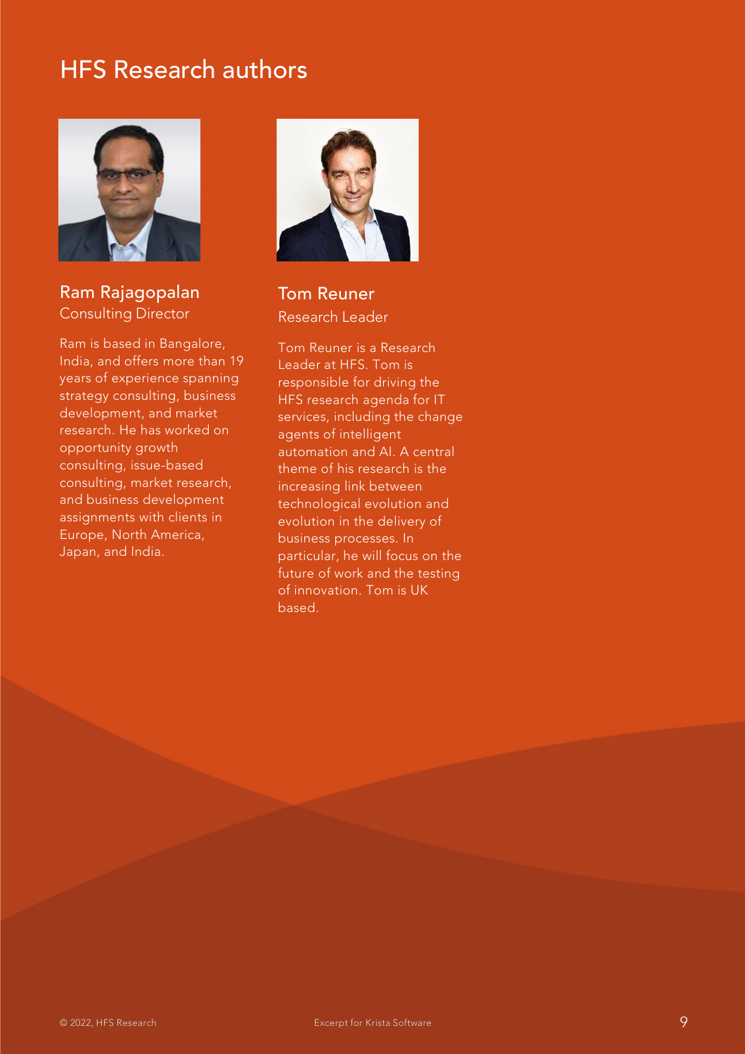# HFS Research authors

## Ram Rajagopalan

Consulting Director

Ram is based in Bangalore, India, and offers more than 19 years of experience spanning strategy consulting, business development, and market research. He has worked on opportunity growth consulting, issue-based consulting, market research, and business development assignments with clients in Europe, North America, Japan, and India.

## Tom Reuner

Research Leader

Tom Reuner is a Research Leader at HFS. Tom is responsible for driving the HFS research agenda for IT services, including the change agents of intelligent automation and AI. A central theme of his research is the increasing link between technological evolution and evolution in the delivery of business processes. In particular, he will focus on the future of work and the testing of innovation. Tom is UK based.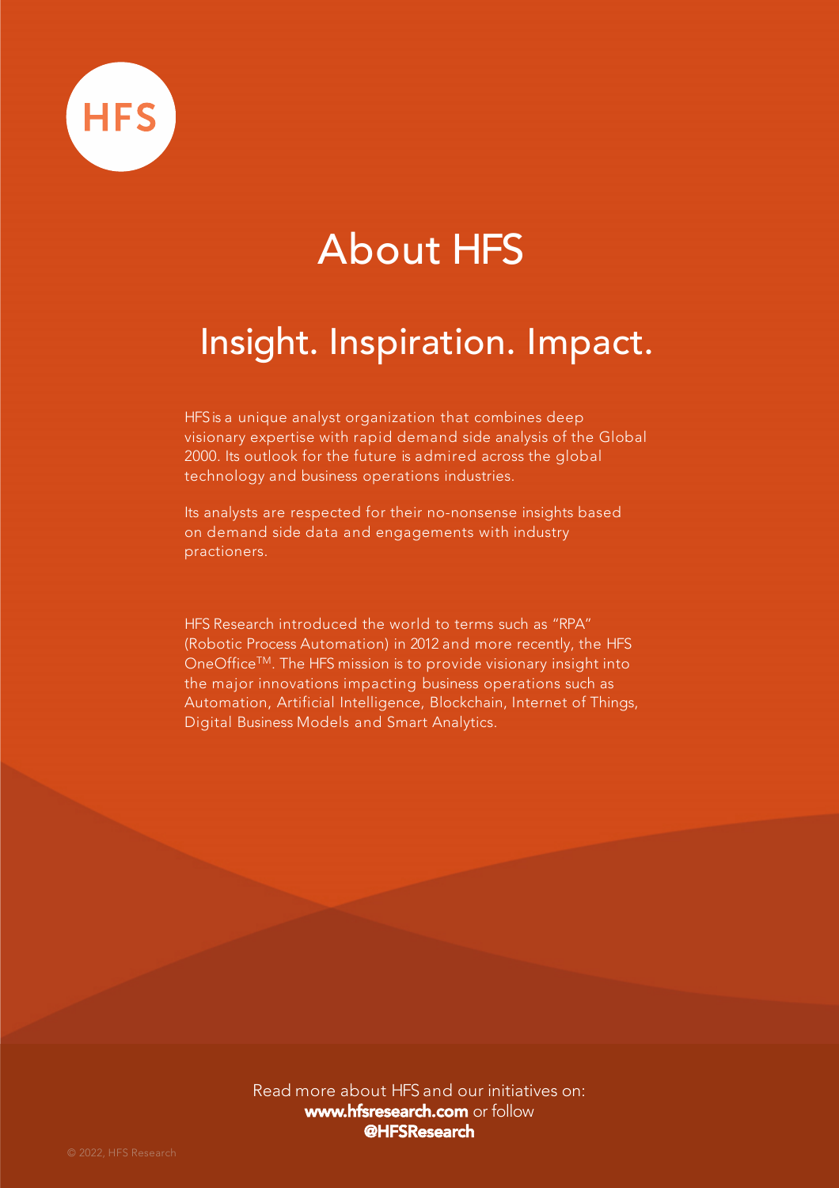HFS

# About HFS

## Insight. Inspiration. Impact.

HFS is a unique analyst organization that combines deep visionary expertise with rapid demand side analysis of the Global 2000. Its outlook for the future is admired across the global technology and business operations industries.

Its analysts are respected for their no-nonsense insights based on demand side data and engagements with industry practioners.

HFS Research introduced the world to terms such as "RPA" (Robotic Process Automation) in 2012 and more recently, the HFS OneOffice™. The HFS mission is to provide visionary insight into the major innovations impacting business operations such as Automation, Artificial Intelligence, Blockchain, Internet of Things, Digital Business Models and Smart Analytics.

Read more about HFS and our initiatives on:
**www.hfsresearch.com** or follow
**@HFSResearch**

© 2022, HFS Research